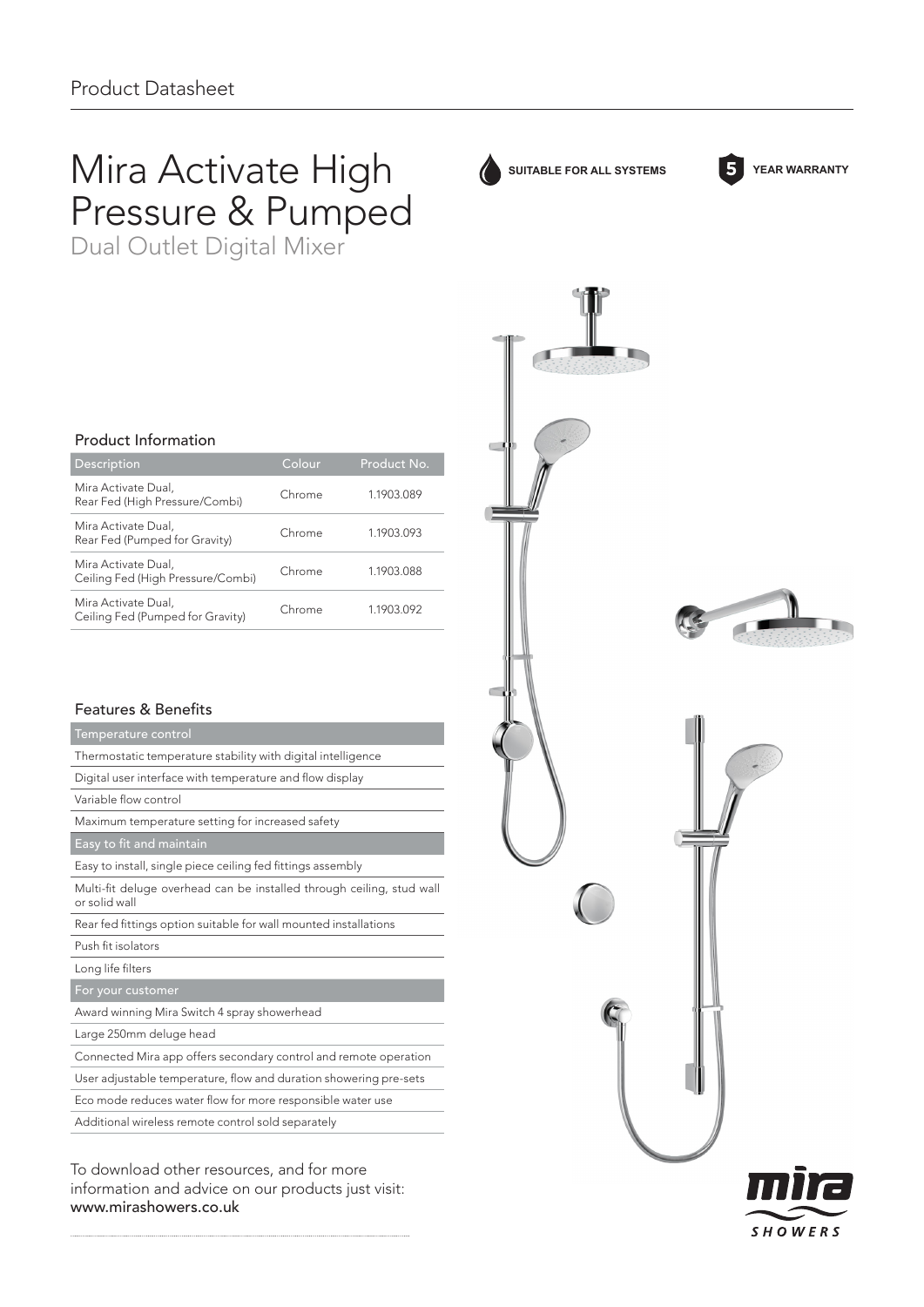Product Datasheet

# Mira Activate High Pressure & Pumped

## Dual Outlet Digital Mixer

SUITABLE FOR ALL SYSTEMS

5 YEAR WARRANTY

### Product Information

| Description | Colour | Product No. |
| --- | --- | --- |
| Mira Activate Dual, Rear Fed (High Pressure/Combi) | Chrome | 1.1903.089 |
| Mira Activate Dual, Rear Fed (Pumped for Gravity) | Chrome | 1.1903.093 |
| Mira Activate Dual, Ceiling Fed (High Pressure/Combi) | Chrome | 1.1903.088 |
| Mira Activate Dual, Ceiling Fed (Pumped for Gravity) | Chrome | 1.1903.092 |

### Features & Benefits

| Temperature control |
| --- |
| Thermostatic temperature stability with digital intelligence |
| Digital user interface with temperature and flow display |
| Variable flow control |
| Maximum temperature setting for increased safety |
| **Easy to fit and maintain** |
| Easy to install, single piece ceiling fed fittings assembly |
| Multi-fit deluge overhead can be installed through ceiling, stud wall or solid wall |
| Rear fed fittings option suitable for wall mounted installations |
| Push fit isolators |
| Long life filters |
| **For your customer** |
| Award winning Mira Switch 4 spray showerhead |
| Large 250mm deluge head |
| Connected Mira app offers secondary control and remote operation |
| User adjustable temperature, flow and duration showering pre-sets |
| Eco mode reduces water flow for more responsible water use |
| Additional wireless remote control sold separately |

To download other resources, and for more information and advice on our products just visit: www.mirashowers.co.uk

mira SHOWERS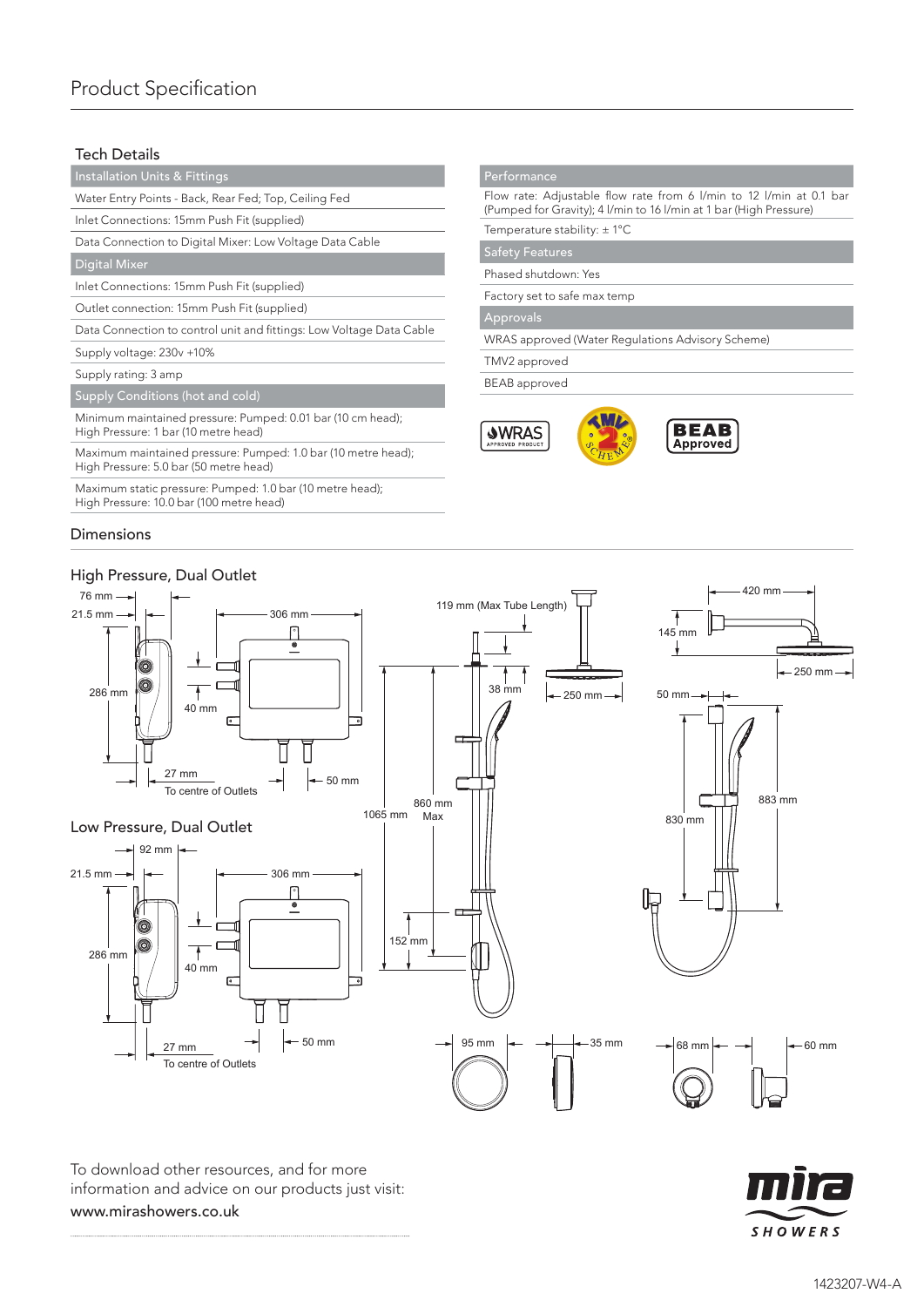# Product Specification

## Tech Details

| Installation Units & Fittings |
|---|
| Water Entry Points - Back, Rear Fed; Top, Ceiling Fed |
| Inlet Connections: 15mm Push Fit (supplied) |
| Data Connection to Digital Mixer: Low Voltage Data Cable |
| **Digital Mixer** |
| Inlet Connections: 15mm Push Fit (supplied) |
| Outlet connection: 15mm Push Fit (supplied) |
| Data Connection to control unit and fittings: Low Voltage Data Cable |
| Supply voltage: 230v +10% |
| Supply rating: 3 amp |
| **Supply Conditions (hot and cold)** |
| Minimum maintained pressure: Pumped: 0.01 bar (10 cm head); High Pressure: 1 bar (10 metre head) |
| Maximum maintained pressure: Pumped: 1.0 bar (10 metre head); High Pressure: 5.0 bar (50 metre head) |
| Maximum static pressure: Pumped: 1.0 bar (10 metre head); High Pressure: 10.0 bar (100 metre head) |

| Performance |
|---|
| Flow rate: Adjustable flow rate from 6 l/min to 12 l/min at 0.1 bar (Pumped for Gravity); 4 l/min to 16 l/min at 1 bar (High Pressure) |
| Temperature stability: ± 1°C |
| **Safety Features** |
| Phased shutdown: Yes |
| Factory set to safe max temp |
| **Approvals** |
| WRAS approved (Water Regulations Advisory Scheme) |
| TMV2 approved |
| BEAB approved |

WRAS APPROVED PRODUCT

TMV 2 SCHEMES

BEAB Approved

## Dimensions

### High Pressure, Dual Outlet

76 mm
21.5 mm
306 mm
286 mm
40 mm
27 mm
To centre of Outlets
50 mm

### Low Pressure, Dual Outlet

92 mm
21.5 mm
306 mm
286 mm
40 mm
27 mm
To centre of Outlets
50 mm

119 mm (Max Tube Length)
38 mm
250 mm
1065 mm
860 mm Max
152 mm
420 mm
145 mm
250 mm
50 mm
830 mm
883 mm
95 mm
35 mm
68 mm
60 mm

To download other resources, and for more information and advice on our products just visit:
www.mirashowers.co.uk

mira SHOWERS

1423207-W4-A